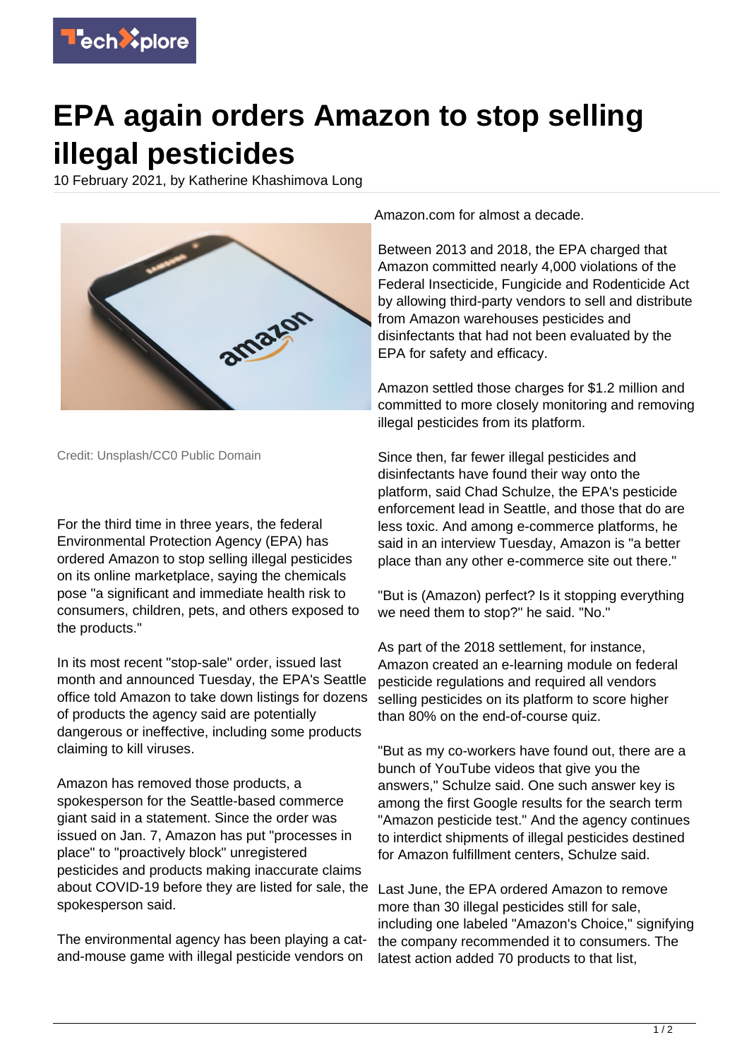# EPA again orders Amazon to stop selling illegal pesticides

10 February 2021, by Katherine Khashimova Long

Credit: Unsplash/CC0 Public Domain

For the third time in three years, the federal Environmental Protection Agency (EPA) has ordered Amazon to stop selling illegal pesticides on its online marketplace, saying the chemicals pose "a significant and immediate health risk to consumers, children, pets, and others exposed to the products."

In its most recent "stop-sale" order, issued last month and announced Tuesday, the EPA's Seattle office told Amazon to take down listings for dozens of products the agency said are potentially dangerous or ineffective, including some products claiming to kill viruses.

Amazon has removed those products, a spokesperson for the Seattle-based commerce giant said in a statement. Since the order was issued on Jan. 7, Amazon has put "processes in place" to "proactively block" unregistered pesticides and products making inaccurate claims about COVID-19 before they are listed for sale, the spokesperson said.

The environmental agency has been playing a cat-and-mouse game with illegal pesticide vendors on Amazon.com for almost a decade.

Between 2013 and 2018, the EPA charged that Amazon committed nearly 4,000 violations of the Federal Insecticide, Fungicide and Rodenticide Act by allowing third-party vendors to sell and distribute from Amazon warehouses pesticides and disinfectants that had not been evaluated by the EPA for safety and efficacy.

Amazon settled those charges for $1.2 million and committed to more closely monitoring and removing illegal pesticides from its platform.

Since then, far fewer illegal pesticides and disinfectants have found their way onto the platform, said Chad Schulze, the EPA's pesticide enforcement lead in Seattle, and those that do are less toxic. And among e-commerce platforms, he said in an interview Tuesday, Amazon is "a better place than any other e-commerce site out there."

"But is (Amazon) perfect? Is it stopping everything we need them to stop?" he said. "No."

As part of the 2018 settlement, for instance, Amazon created an e-learning module on federal pesticide regulations and required all vendors selling pesticides on its platform to score higher than 80% on the end-of-course quiz.

"But as my co-workers have found out, there are a bunch of YouTube videos that give you the answers," Schulze said. One such answer key is among the first Google results for the search term "Amazon pesticide test." And the agency continues to interdict shipments of illegal pesticides destined for Amazon fulfillment centers, Schulze said.

Last June, the EPA ordered Amazon to remove more than 30 illegal pesticides still for sale, including one labeled "Amazon's Choice," signifying the company recommended it to consumers. The latest action added 70 products to that list,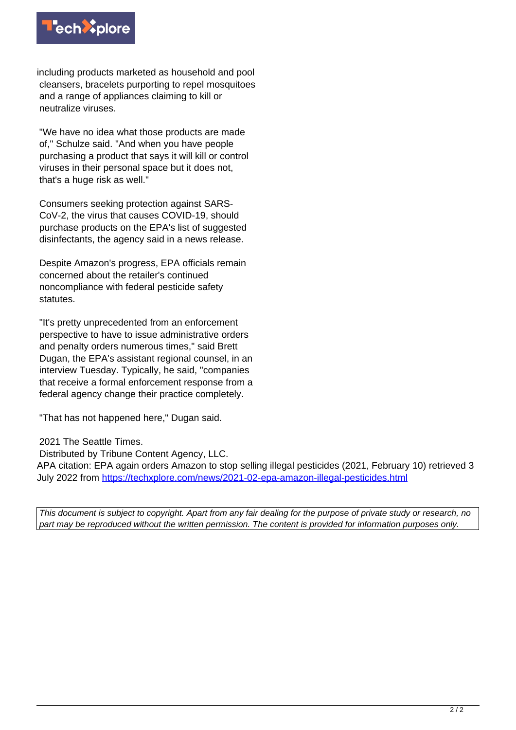including products marketed as household and pool cleansers, bracelets purporting to repel mosquitoes and a range of appliances claiming to kill or neutralize viruses.

"We have no idea what those products are made of," Schulze said. "And when you have people purchasing a product that says it will kill or control viruses in their personal space but it does not, that's a huge risk as well."

Consumers seeking protection against SARS-CoV-2, the virus that causes COVID-19, should purchase products on the EPA's list of suggested disinfectants, the agency said in a news release.

Despite Amazon's progress, EPA officials remain concerned about the retailer's continued noncompliance with federal pesticide safety statutes.

"It's pretty unprecedented from an enforcement perspective to have to issue administrative orders and penalty orders numerous times," said Brett Dugan, the EPA's assistant regional counsel, in an interview Tuesday. Typically, he said, "companies that receive a formal enforcement response from a federal agency change their practice completely.

"That has not happened here," Dugan said.

2021 The Seattle Times.
Distributed by Tribune Content Agency, LLC.

APA citation: EPA again orders Amazon to stop selling illegal pesticides (2021, February 10) retrieved 3 July 2022 from https://techxplore.com/news/2021-02-epa-amazon-illegal-pesticides.html

*This document is subject to copyright. Apart from any fair dealing for the purpose of private study or research, no part may be reproduced without the written permission. The content is provided for information purposes only.*